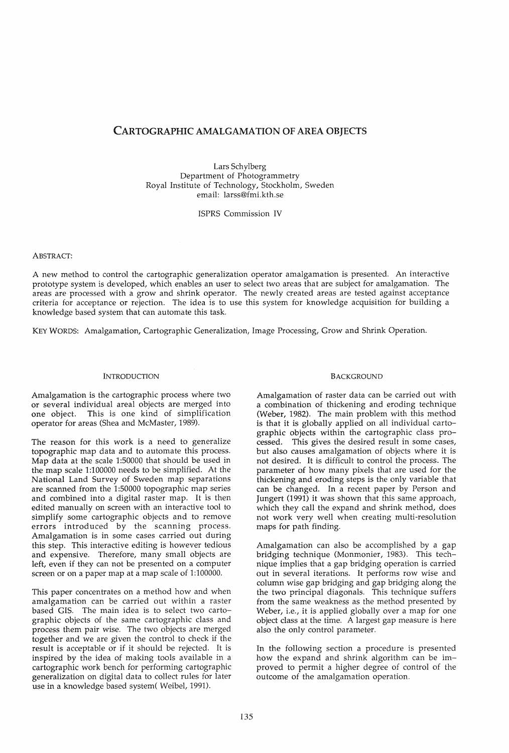# CARTOGRAPHIC AMALGAMATION OF AREA OBJECTS

Lars Schylberg
Department of Photogrammetry
Royal Institute of Technology, Stockholm, Sweden
email: larss@fmi.kth.se

ISPRS Commission IV

ABSTRACT:

A new method to control the cartographic generalization operator amalgamation is presented. An interactive prototype system is developed, which enables an user to select two areas that are subject for amalgamation. The areas are processed with a grow and shrink operator. The newly created areas are tested against acceptance criteria for acceptance or rejection. The idea is to use this system for knowledge acquisition for building a knowledge based system that can automate this task.

KEY WORDS: Amalgamation, Cartographic Generalization, Image Processing, Grow and Shrink Operation.

## INTRODUCTION

Amalgamation is the cartographic process where two or several individual areal objects are merged into one object. This is one kind of simplification operator for areas (Shea and McMaster, 1989).

The reason for this work is a need to generalize topographic map data and to automate this process. Map data at the scale 1:50000 that should be used in the map scale 1:100000 needs to be simplified. At the National Land Survey of Sweden map separations are scanned from the 1:50000 topographic map series and combined into a digital raster map. It is then edited manually on screen with an interactive tool to simplify some cartographic objects and to remove errors introduced by the scanning process. Amalgamation is in some cases carried out during this step. This interactive editing is however tedious and expensive. Therefore, many small objects are left, even if they can not be presented on a computer screen or on a paper map at a map scale of 1:100000.

This paper concentrates on a method how and when amalgamation can be carried out within a raster based GIS. The main idea is to select two cartographic objects of the same cartographic class and process them pair wise. The two objects are merged together and we are given the control to check if the result is acceptable or if it should be rejected. It is inspired by the idea of making tools available in a cartographic work bench for performing cartographic generalization on digital data to collect rules for later use in a knowledge based system( Weibel, 1991).

## BACKGROUND

Amalgamation of raster data can be carried out with a combination of thickening and eroding technique (Weber, 1982). The main problem with this method is that it is globally applied on all individual cartographic objects within the cartographic class processed. This gives the desired result in some cases, but also causes amalgamation of objects where it is not desired. It is difficult to control the process. The parameter of how many pixels that are used for the thickening and eroding steps is the only variable that can be changed. In a recent paper by Person and Jungert (1991) it was shown that this same approach, which they call the expand and shrink method, does not work very well when creating multi-resolution maps for path finding.

Amalgamation can also be accomplished by a gap bridging technique (Monmonier, 1983). This technique implies that a gap bridging operation is carried out in several iterations. It performs row wise and column wise gap bridging and gap bridging along the the two principal diagonals. This technique suffers from the same weakness as the method presented by Weber, i.e., it is applied globally over a map for one object class at the time. A largest gap measure is here also the only control parameter.

In the following section a procedure is presented how the expand and shrink algorithm can be improved to permit a higher degree of control of the outcome of the amalgamation operation.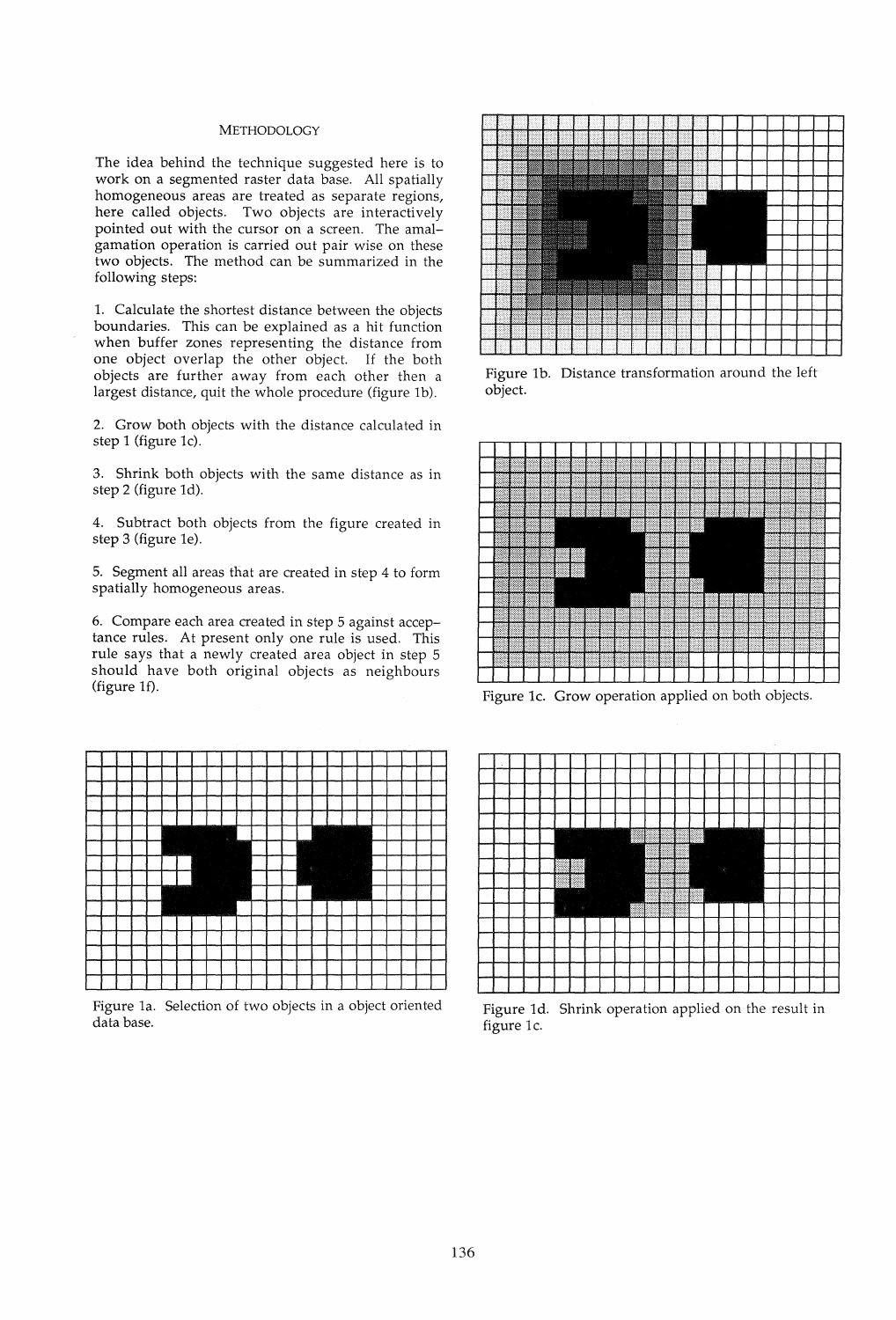## METHODOLOGY

The idea behind the technique suggested here is to work on a segmented raster data base. All spatially homogeneous areas are treated as separate regions, here called objects. Two objects are interactively pointed out with the cursor on a screen. The amalgamation operation is carried out pair wise on these two objects. The method can be summarized in the following steps:

1. Calculate the shortest distance between the objects boundaries. This can be explained as a hit function when buffer zones representing the distance from one object overlap the other object. If the both objects are further away from each other then a largest distance, quit the whole procedure (figure 1b).

2. Grow both objects with the distance calculated in step 1 (figure 1c).

3. Shrink both objects with the same distance as in step 2 (figure 1d).

4. Subtract both objects from the figure created in step 3 (figure 1e).

5. Segment all areas that are created in step 4 to form spatially homogeneous areas.

6. Compare each area created in step 5 against acceptance rules. At present only one rule is used. This rule says that a newly created area object in step 5 should have both original objects as neighbours (figure 1f).

Figure 1a. Selection of two objects in a object oriented data base.

Figure 1b. Distance transformation around the left object.

Figure 1c. Grow operation applied on both objects.

Figure 1d. Shrink operation applied on the result in figure 1c.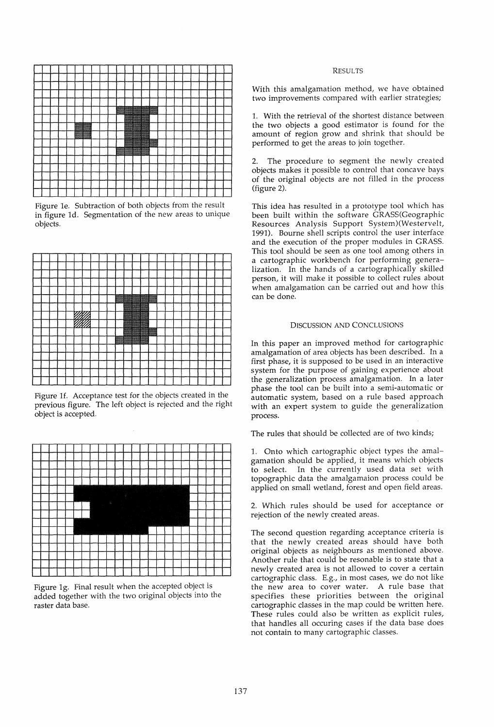Figure 1e. Subtraction of both objects from the result in figure 1d. Segmentation of the new areas to unique objects.

Figure 1f. Acceptance test for the objects created in the previous figure. The left object is rejected and the right object is accepted.

Figure 1g. Final result when the accepted object is added together with the two original objects into the raster data base.

## RESULTS

With this amalgamation method, we have obtained two improvements compared with earlier strategies;

1. With the retrieval of the shortest distance between the two objects a good estimator is found for the amount of region grow and shrink that should be performed to get the areas to join together.

2. The procedure to segment the newly created objects makes it possible to control that concave bays of the original objects are not filled in the process (figure 2).

This idea has resulted in a prototype tool which has been built within the software GRASS(Geographic Resources Analysis Support System)(Westervelt, 1991). Bourne shell scripts control the user interface and the execution of the proper modules in GRASS. This tool should be seen as one tool among others in a cartographic workbench for performing generalization. In the hands of a cartographically skilled person, it will make it possible to collect rules about when amalgamation can be carried out and how this can be done.

## DISCUSSION AND CONCLUSIONS

In this paper an improved method for cartographic amalgamation of area objects has been described. In a first phase, it is supposed to be used in an interactive system for the purpose of gaining experience about the generalization process amalgamation. In a later phase the tool can be built into a semi-automatic or automatic system, based on a rule based approach with an expert system to guide the generalization process.

The rules that should be collected are of two kinds;

1. Onto which cartographic object types the amalgamation should be applied, it means which objects to select. In the currently used data set with topographic data the amalgamaion process could be applied on small wetland, forest and open field areas.

2. Which rules should be used for acceptance or rejection of the newly created areas.

The second question regarding acceptance criteria is that the newly created areas should have both original objects as neighbours as mentioned above. Another rule that could be resonable is to state that a newly created area is not allowed to cover a certain cartographic class. E.g., in most cases, we do not like the new area to cover water. A rule base that specifies these priorities between the original cartographic classes in the map could be written here. These rules could also be written as explicit rules, that handles all occuring cases if the data base does not contain to many cartographic classes.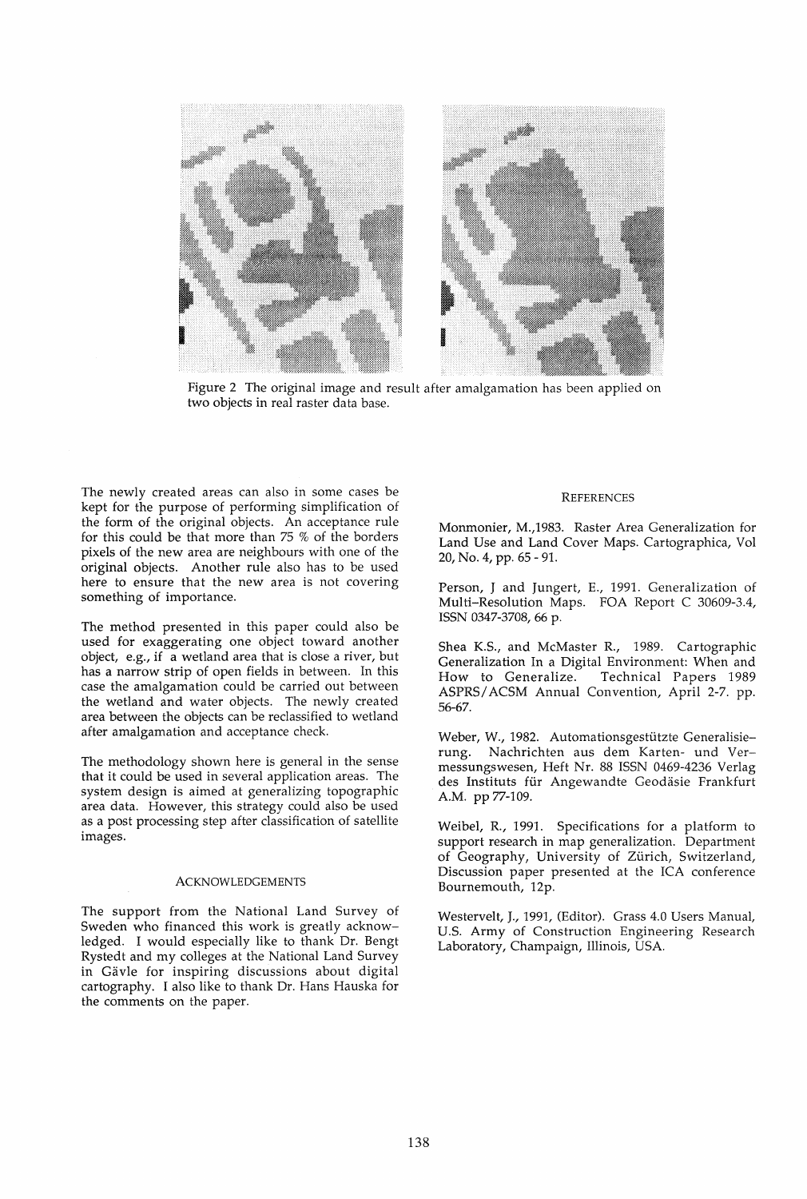Figure 2 The original image and result after amalgamation has been applied on two objects in real raster data base.

The newly created areas can also in some cases be kept for the purpose of performing simplification of the form of the original objects. An acceptance rule for this could be that more than 75 % of the borders pixels of the new area are neighbours with one of the original objects. Another rule also has to be used here to ensure that the new area is not covering something of importance.

The method presented in this paper could also be used for exaggerating one object toward another object, e.g., if a wetland area that is close a river, but has a narrow strip of open fields in between. In this case the amalgamation could be carried out between the wetland and water objects. The newly created area between the objects can be reclassified to wetland after amalgamation and acceptance check.

The methodology shown here is general in the sense that it could be used in several application areas. The system design is aimed at generalizing topographic area data. However, this strategy could also be used as a post processing step after classification of satellite images.

## ACKNOWLEDGEMENTS

The support from the National Land Survey of Sweden who financed this work is greatly acknowledged. I would especially like to thank Dr. Bengt Rystedt and my colleges at the National Land Survey in Gävle for inspiring discussions about digital cartography. I also like to thank Dr. Hans Hauska for the comments on the paper.

## REFERENCES

Monmonier, M.,1983. Raster Area Generalization for Land Use and Land Cover Maps. Cartographica, Vol 20, No. 4, pp. 65 - 91.

Person, J and Jungert, E., 1991. Generalization of Multi-Resolution Maps. FOA Report C 30609-3.4, ISSN 0347-3708, 66 p.

Shea K.S., and McMaster R., 1989. Cartographic Generalization In a Digital Environment: When and How to Generalize. Technical Papers 1989 ASPRS/ACSM Annual Convention, April 2-7. pp. 56-67.

Weber, W., 1982. Automationsgestützte Generalisierung. Nachrichten aus dem Karten- und Vermessungswesen, Heft Nr. 88 ISSN 0469-4236 Verlag des Instituts für Angewandte Geodäsie Frankfurt A.M. pp 77-109.

Weibel, R., 1991. Specifications for a platform to support research in map generalization. Department of Geography, University of Zürich, Switzerland, Discussion paper presented at the ICA conference Bournemouth, 12p.

Westervelt, J., 1991, (Editor). Grass 4.0 Users Manual, U.S. Army of Construction Engineering Research Laboratory, Champaign, Illinois, USA.